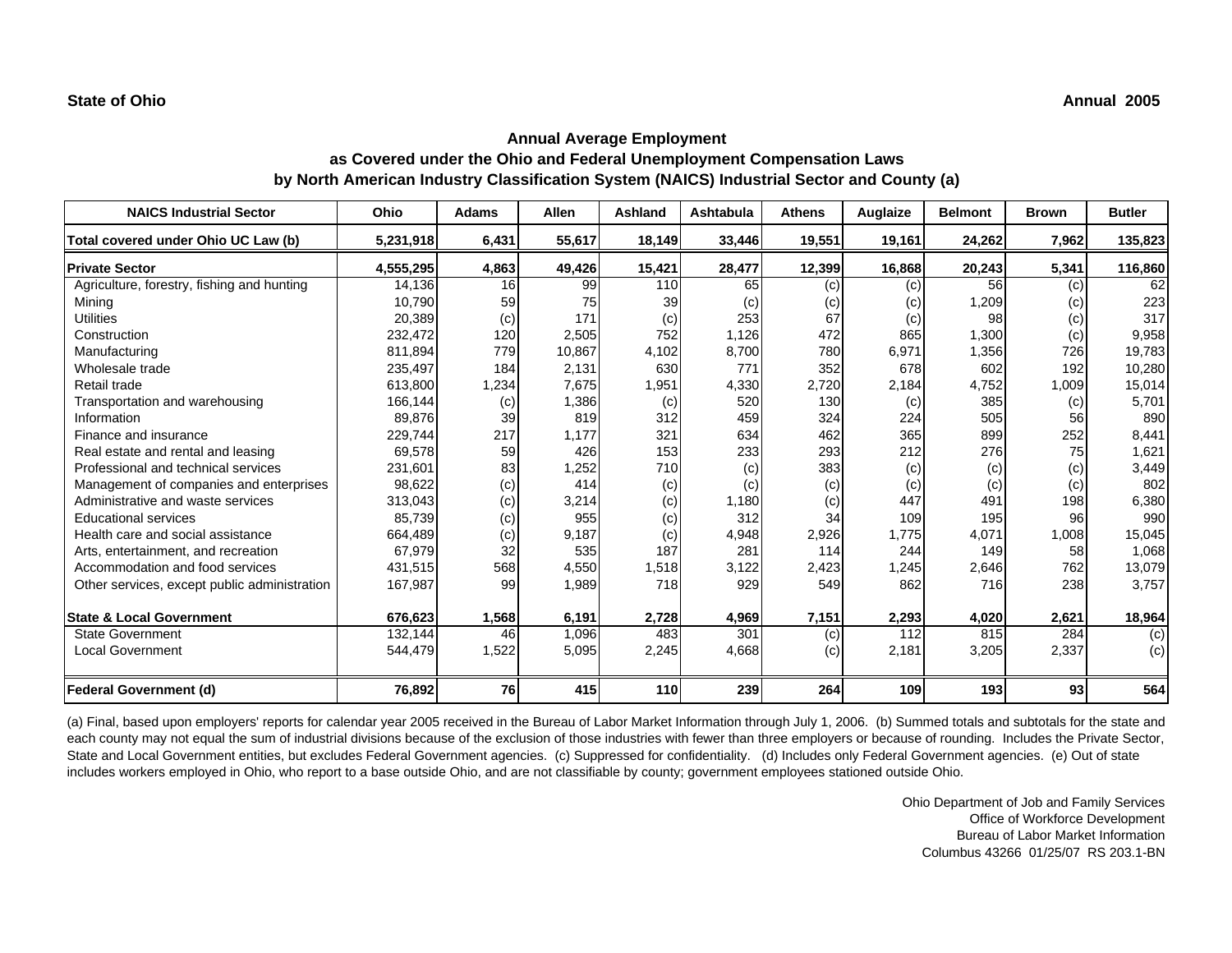State of Ohio

Annual 2005

## Annual Average Employment
## as Covered under the Ohio and Federal Unemployment Compensation Laws
## by North American Industry Classification System (NAICS) Industrial Sector and County (a)

| NAICS Industrial Sector | Ohio | Adams | Allen | Ashland | Ashtabula | Athens | Auglaize | Belmont | Brown | Butler |
|---|---|---|---|---|---|---|---|---|---|---|
| **Total covered under Ohio UC Law (b)** | **5,231,918** | **6,431** | **55,617** | **18,149** | **33,446** | **19,551** | **19,161** | **24,262** | **7,962** | **135,823** |
| **Private Sector** | **4,555,295** | **4,863** | **49,426** | **15,421** | **28,477** | **12,399** | **16,868** | **20,243** | **5,341** | **116,860** |
| Agriculture, forestry, fishing and hunting | 14,136 | 16 | 99 | 110 | 65 | (c) | (c) | 56 | (c) | 62 |
| Mining | 10,790 | 59 | 75 | 39 | (c) | (c) | (c) | 1,209 | (c) | 223 |
| Utilities | 20,389 | (c) | 171 | (c) | 253 | 67 | (c) | 98 | (c) | 317 |
| Construction | 232,472 | 120 | 2,505 | 752 | 1,126 | 472 | 865 | 1,300 | (c) | 9,958 |
| Manufacturing | 811,894 | 779 | 10,867 | 4,102 | 8,700 | 780 | 6,971 | 1,356 | 726 | 19,783 |
| Wholesale trade | 235,497 | 184 | 2,131 | 630 | 771 | 352 | 678 | 602 | 192 | 10,280 |
| Retail trade | 613,800 | 1,234 | 7,675 | 1,951 | 4,330 | 2,720 | 2,184 | 4,752 | 1,009 | 15,014 |
| Transportation and warehousing | 166,144 | (c) | 1,386 | (c) | 520 | 130 | (c) | 385 | (c) | 5,701 |
| Information | 89,876 | 39 | 819 | 312 | 459 | 324 | 224 | 505 | 56 | 890 |
| Finance and insurance | 229,744 | 217 | 1,177 | 321 | 634 | 462 | 365 | 899 | 252 | 8,441 |
| Real estate and rental and leasing | 69,578 | 59 | 426 | 153 | 233 | 293 | 212 | 276 | 75 | 1,621 |
| Professional and technical services | 231,601 | 83 | 1,252 | 710 | (c) | 383 | (c) | (c) | (c) | 3,449 |
| Management of companies and enterprises | 98,622 | (c) | 414 | (c) | (c) | (c) | (c) | (c) | (c) | 802 |
| Administrative and waste services | 313,043 | (c) | 3,214 | (c) | 1,180 | (c) | 447 | 491 | 198 | 6,380 |
| Educational services | 85,739 | (c) | 955 | (c) | 312 | 34 | 109 | 195 | 96 | 990 |
| Health care and social assistance | 664,489 | (c) | 9,187 | (c) | 4,948 | 2,926 | 1,775 | 4,071 | 1,008 | 15,045 |
| Arts, entertainment, and recreation | 67,979 | 32 | 535 | 187 | 281 | 114 | 244 | 149 | 58 | 1,068 |
| Accommodation and food services | 431,515 | 568 | 4,550 | 1,518 | 3,122 | 2,423 | 1,245 | 2,646 | 762 | 13,079 |
| Other services, except public administration | 167,987 | 99 | 1,989 | 718 | 929 | 549 | 862 | 716 | 238 | 3,757 |
| **State & Local Government** | **676,623** | **1,568** | **6,191** | **2,728** | **4,969** | **7,151** | **2,293** | **4,020** | **2,621** | **18,964** |
| State Government | 132,144 | 46 | 1,096 | 483 | 301 | (c) | 112 | 815 | 284 | (c) |
| Local Government | 544,479 | 1,522 | 5,095 | 2,245 | 4,668 | (c) | 2,181 | 3,205 | 2,337 | (c) |
| **Federal Government (d)** | **76,892** | **76** | **415** | **110** | **239** | **264** | **109** | **193** | **93** | **564** |

(a) Final, based upon employers' reports for calendar year 2005 received in the Bureau of Labor Market Information through July 1, 2006. (b) Summed totals and subtotals for the state and each county may not equal the sum of industrial divisions because of the exclusion of those industries with fewer than three employers or because of rounding. Includes the Private Sector, State and Local Government entities, but excludes Federal Government agencies. (c) Suppressed for confidentiality. (d) Includes only Federal Government agencies. (e) Out of state includes workers employed in Ohio, who report to a base outside Ohio, and are not classifiable by county; government employees stationed outside Ohio.

Ohio Department of Job and Family Services
Office of Workforce Development
Bureau of Labor Market Information
Columbus 43266 01/25/07 RS 203.1-BN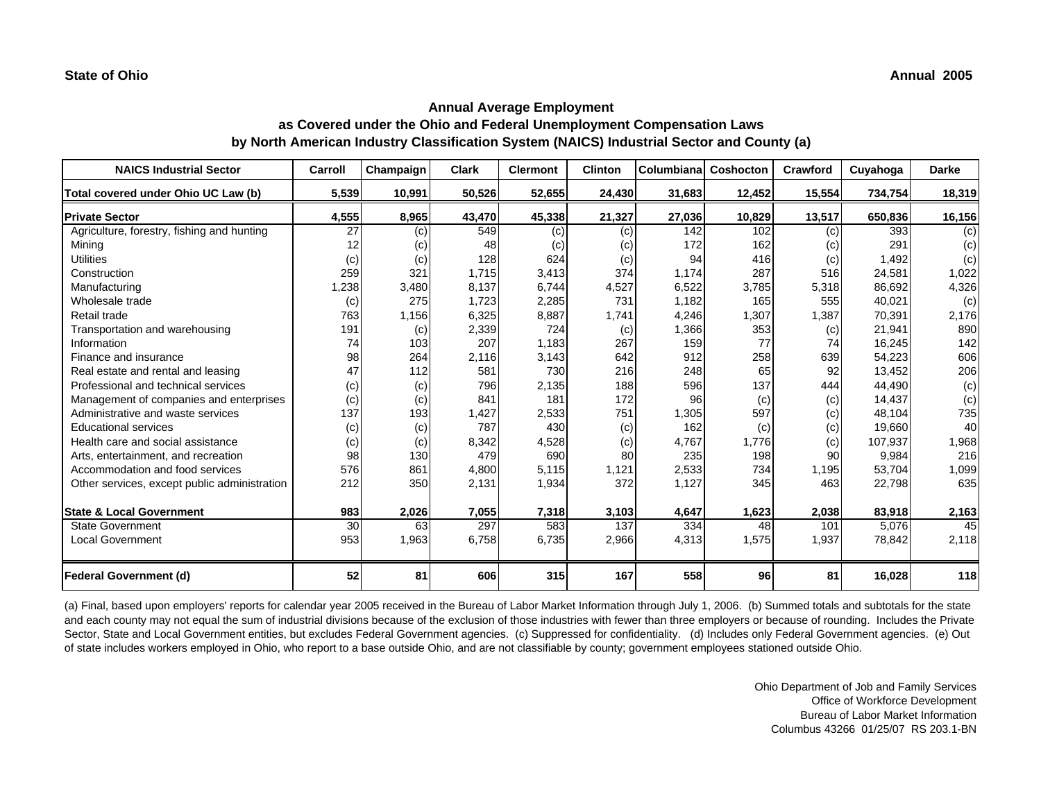**State of Ohio** **Annual 2005**

## Annual Average Employment
## as Covered under the Ohio and Federal Unemployment Compensation Laws
## by North American Industry Classification System (NAICS) Industrial Sector and County (a)

| NAICS Industrial Sector | Carroll | Champaign | Clark | Clermont | Clinton | Columbiana | Coshocton | Crawford | Cuyahoga | Darke |
|---|---|---|---|---|---|---|---|---|---|---|
| **Total covered under Ohio UC Law (b)** | **5,539** | **10,991** | **50,526** | **52,655** | **24,430** | **31,683** | **12,452** | **15,554** | **734,754** | **18,319** |
| **Private Sector** | **4,555** | **8,965** | **43,470** | **45,338** | **21,327** | **27,036** | **10,829** | **13,517** | **650,836** | **16,156** |
| Agriculture, forestry, fishing and hunting | 27 | (c) | 549 | (c) | (c) | 142 | 102 | (c) | 393 | (c) |
| Mining | 12 | (c) | 48 | (c) | (c) | 172 | 162 | (c) | 291 | (c) |
| Utilities | (c) | (c) | 128 | 624 | (c) | 94 | 416 | (c) | 1,492 | (c) |
| Construction | 259 | 321 | 1,715 | 3,413 | 374 | 1,174 | 287 | 516 | 24,581 | 1,022 |
| Manufacturing | 1,238 | 3,480 | 8,137 | 6,744 | 4,527 | 6,522 | 3,785 | 5,318 | 86,692 | 4,326 |
| Wholesale trade | (c) | 275 | 1,723 | 2,285 | 731 | 1,182 | 165 | 555 | 40,021 | (c) |
| Retail trade | 763 | 1,156 | 6,325 | 8,887 | 1,741 | 4,246 | 1,307 | 1,387 | 70,391 | 2,176 |
| Transportation and warehousing | 191 | (c) | 2,339 | 724 | (c) | 1,366 | 353 | (c) | 21,941 | 890 |
| Information | 74 | 103 | 207 | 1,183 | 267 | 159 | 77 | 74 | 16,245 | 142 |
| Finance and insurance | 98 | 264 | 2,116 | 3,143 | 642 | 912 | 258 | 639 | 54,223 | 606 |
| Real estate and rental and leasing | 47 | 112 | 581 | 730 | 216 | 248 | 65 | 92 | 13,452 | 206 |
| Professional and technical services | (c) | (c) | 796 | 2,135 | 188 | 596 | 137 | 444 | 44,490 | (c) |
| Management of companies and enterprises | (c) | (c) | 841 | 181 | 172 | 96 | (c) | (c) | 14,437 | (c) |
| Administrative and waste services | 137 | 193 | 1,427 | 2,533 | 751 | 1,305 | 597 | (c) | 48,104 | 735 |
| Educational services | (c) | (c) | 787 | 430 | (c) | 162 | (c) | (c) | 19,660 | 40 |
| Health care and social assistance | (c) | (c) | 8,342 | 4,528 | (c) | 4,767 | 1,776 | (c) | 107,937 | 1,968 |
| Arts, entertainment, and recreation | 98 | 130 | 479 | 690 | 80 | 235 | 198 | 90 | 9,984 | 216 |
| Accommodation and food services | 576 | 861 | 4,800 | 5,115 | 1,121 | 2,533 | 734 | 1,195 | 53,704 | 1,099 |
| Other services, except public administration | 212 | 350 | 2,131 | 1,934 | 372 | 1,127 | 345 | 463 | 22,798 | 635 |
| **State & Local Government** | **983** | **2,026** | **7,055** | **7,318** | **3,103** | **4,647** | **1,623** | **2,038** | **83,918** | **2,163** |
| State Government | 30 | 63 | 297 | 583 | 137 | 334 | 48 | 101 | 5,076 | 45 |
| Local Government | 953 | 1,963 | 6,758 | 6,735 | 2,966 | 4,313 | 1,575 | 1,937 | 78,842 | 2,118 |
| **Federal Government (d)** | **52** | **81** | **606** | **315** | **167** | **558** | **96** | **81** | **16,028** | **118** |

(a) Final, based upon employers' reports for calendar year 2005 received in the Bureau of Labor Market Information through July 1, 2006. (b) Summed totals and subtotals for the state and each county may not equal the sum of industrial divisions because of the exclusion of those industries with fewer than three employers or because of rounding. Includes the Private Sector, State and Local Government entities, but excludes Federal Government agencies. (c) Suppressed for confidentiality. (d) Includes only Federal Government agencies. (e) Out of state includes workers employed in Ohio, who report to a base outside Ohio, and are not classifiable by county; government employees stationed outside Ohio.

Ohio Department of Job and Family Services
Office of Workforce Development
Bureau of Labor Market Information
Columbus 43266 01/25/07 RS 203.1-BN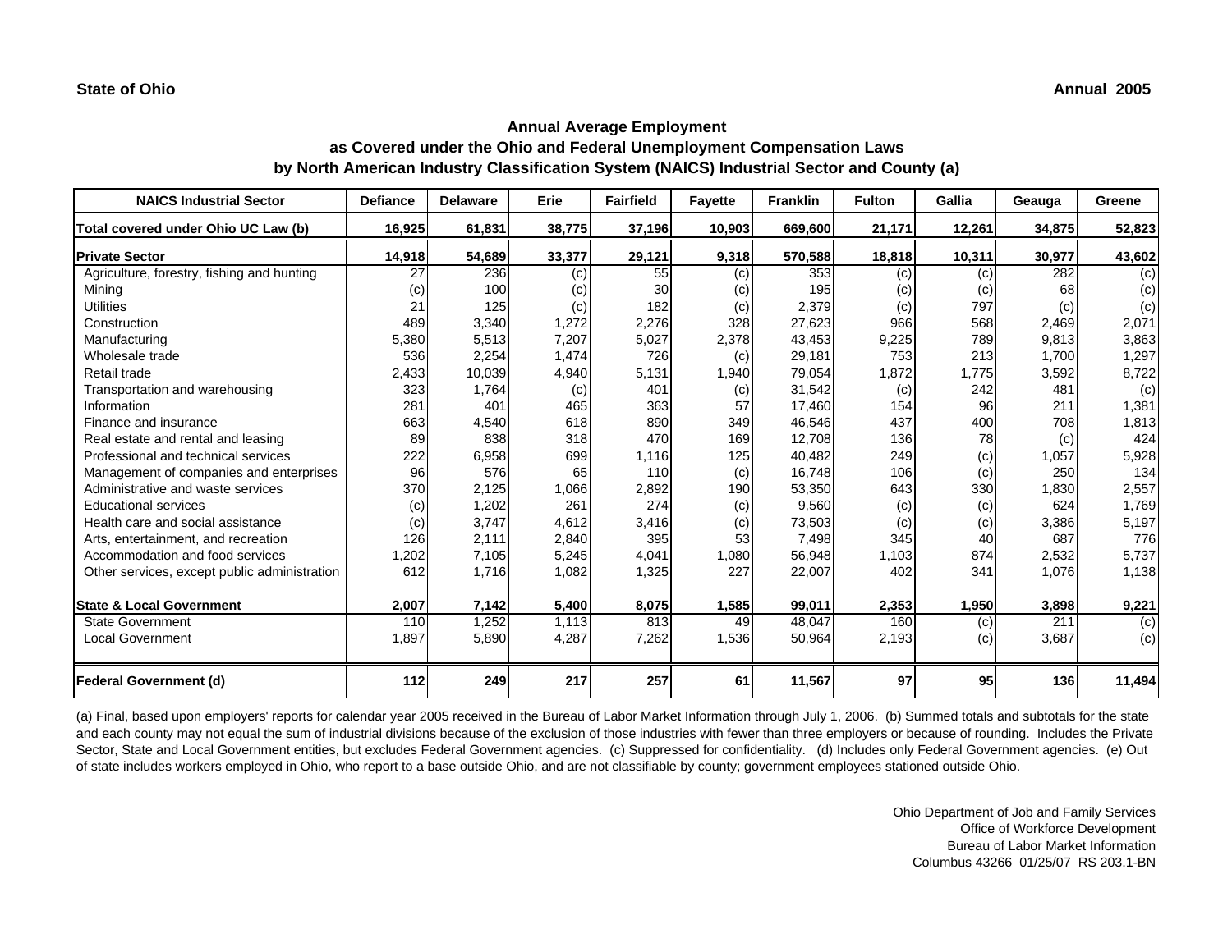**State of Ohio** **Annual 2005**

## Annual Average Employment
## as Covered under the Ohio and Federal Unemployment Compensation Laws
## by North American Industry Classification System (NAICS) Industrial Sector and County (a)

| NAICS Industrial Sector | Defiance | Delaware | Erie | Fairfield | Fayette | Franklin | Fulton | Gallia | Geauga | Greene |
|---|---|---|---|---|---|---|---|---|---|---|
| **Total covered under Ohio UC Law (b)** | **16,925** | **61,831** | **38,775** | **37,196** | **10,903** | **669,600** | **21,171** | **12,261** | **34,875** | **52,823** |
| **Private Sector** | **14,918** | **54,689** | **33,377** | **29,121** | **9,318** | **570,588** | **18,818** | **10,311** | **30,977** | **43,602** |
| Agriculture, forestry, fishing and hunting | 27 | 236 | (c) | 55 | (c) | 353 | (c) | (c) | 282 | (c) |
| Mining | (c) | 100 | (c) | 30 | (c) | 195 | (c) | (c) | 68 | (c) |
| Utilities | 21 | 125 | (c) | 182 | (c) | 2,379 | (c) | 797 | (c) | (c) |
| Construction | 489 | 3,340 | 1,272 | 2,276 | 328 | 27,623 | 966 | 568 | 2,469 | 2,071 |
| Manufacturing | 5,380 | 5,513 | 7,207 | 5,027 | 2,378 | 43,453 | 9,225 | 789 | 9,813 | 3,863 |
| Wholesale trade | 536 | 2,254 | 1,474 | 726 | (c) | 29,181 | 753 | 213 | 1,700 | 1,297 |
| Retail trade | 2,433 | 10,039 | 4,940 | 5,131 | 1,940 | 79,054 | 1,872 | 1,775 | 3,592 | 8,722 |
| Transportation and warehousing | 323 | 1,764 | (c) | 401 | (c) | 31,542 | (c) | 242 | 481 | (c) |
| Information | 281 | 401 | 465 | 363 | 57 | 17,460 | 154 | 96 | 211 | 1,381 |
| Finance and insurance | 663 | 4,540 | 618 | 890 | 349 | 46,546 | 437 | 400 | 708 | 1,813 |
| Real estate and rental and leasing | 89 | 838 | 318 | 470 | 169 | 12,708 | 136 | 78 | (c) | 424 |
| Professional and technical services | 222 | 6,958 | 699 | 1,116 | 125 | 40,482 | 249 | (c) | 1,057 | 5,928 |
| Management of companies and enterprises | 96 | 576 | 65 | 110 | (c) | 16,748 | 106 | (c) | 250 | 134 |
| Administrative and waste services | 370 | 2,125 | 1,066 | 2,892 | 190 | 53,350 | 643 | 330 | 1,830 | 2,557 |
| Educational services | (c) | 1,202 | 261 | 274 | (c) | 9,560 | (c) | (c) | 624 | 1,769 |
| Health care and social assistance | (c) | 3,747 | 4,612 | 3,416 | (c) | 73,503 | (c) | (c) | 3,386 | 5,197 |
| Arts, entertainment, and recreation | 126 | 2,111 | 2,840 | 395 | 53 | 7,498 | 345 | 40 | 687 | 776 |
| Accommodation and food services | 1,202 | 7,105 | 5,245 | 4,041 | 1,080 | 56,948 | 1,103 | 874 | 2,532 | 5,737 |
| Other services, except public administration | 612 | 1,716 | 1,082 | 1,325 | 227 | 22,007 | 402 | 341 | 1,076 | 1,138 |
| **State & Local Government** | **2,007** | **7,142** | **5,400** | **8,075** | **1,585** | **99,011** | **2,353** | **1,950** | **3,898** | **9,221** |
| State Government | 110 | 1,252 | 1,113 | 813 | 49 | 48,047 | 160 | (c) | 211 | (c) |
| Local Government | 1,897 | 5,890 | 4,287 | 7,262 | 1,536 | 50,964 | 2,193 | (c) | 3,687 | (c) |
| **Federal Government (d)** | **112** | **249** | **217** | **257** | **61** | **11,567** | **97** | **95** | **136** | **11,494** |

(a) Final, based upon employers' reports for calendar year 2005 received in the Bureau of Labor Market Information through July 1, 2006. (b) Summed totals and subtotals for the state and each county may not equal the sum of industrial divisions because of the exclusion of those industries with fewer than three employers or because of rounding. Includes the Private Sector, State and Local Government entities, but excludes Federal Government agencies. (c) Suppressed for confidentiality. (d) Includes only Federal Government agencies. (e) Out of state includes workers employed in Ohio, who report to a base outside Ohio, and are not classifiable by county; government employees stationed outside Ohio.

Ohio Department of Job and Family Services
Office of Workforce Development
Bureau of Labor Market Information
Columbus 43266 01/25/07 RS 203.1-BN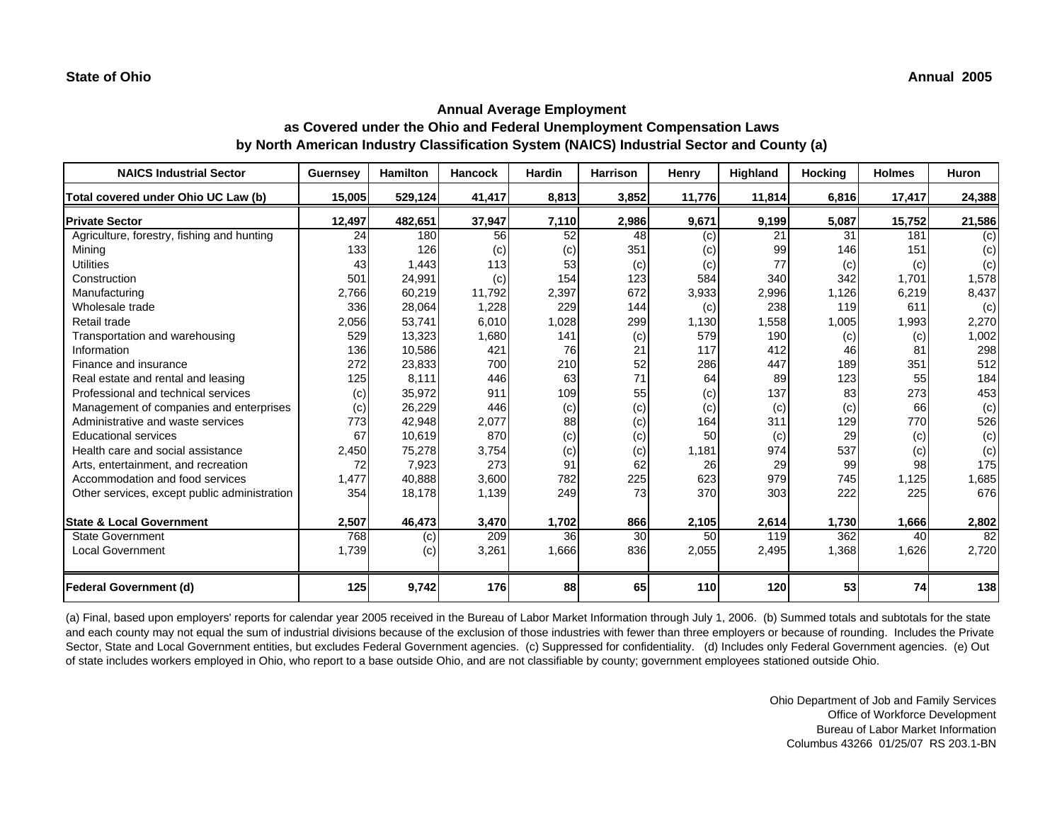State of Ohio

Annual 2005

## Annual Average Employment
## as Covered under the Ohio and Federal Unemployment Compensation Laws
## by North American Industry Classification System (NAICS) Industrial Sector and County (a)

| NAICS Industrial Sector | Guernsey | Hamilton | Hancock | Hardin | Harrison | Henry | Highland | Hocking | Holmes | Huron |
|---|---|---|---|---|---|---|---|---|---|---|
| **Total covered under Ohio UC Law (b)** | **15,005** | **529,124** | **41,417** | **8,813** | **3,852** | **11,776** | **11,814** | **6,816** | **17,417** | **24,388** |
| **Private Sector** | **12,497** | **482,651** | **37,947** | **7,110** | **2,986** | **9,671** | **9,199** | **5,087** | **15,752** | **21,586** |
| Agriculture, forestry, fishing and hunting | 24 | 180 | 56 | 52 | 48 | (c) | 21 | 31 | 181 | (c) |
| Mining | 133 | 126 | (c) | (c) | 351 | (c) | 99 | 146 | 151 | (c) |
| Utilities | 43 | 1,443 | 113 | 53 | (c) | (c) | 77 | (c) | (c) | (c) |
| Construction | 501 | 24,991 | (c) | 154 | 123 | 584 | 340 | 342 | 1,701 | 1,578 |
| Manufacturing | 2,766 | 60,219 | 11,792 | 2,397 | 672 | 3,933 | 2,996 | 1,126 | 6,219 | 8,437 |
| Wholesale trade | 336 | 28,064 | 1,228 | 229 | 144 | (c) | 238 | 119 | 611 | (c) |
| Retail trade | 2,056 | 53,741 | 6,010 | 1,028 | 299 | 1,130 | 1,558 | 1,005 | 1,993 | 2,270 |
| Transportation and warehousing | 529 | 13,323 | 1,680 | 141 | (c) | 579 | 190 | (c) | (c) | 1,002 |
| Information | 136 | 10,586 | 421 | 76 | 21 | 117 | 412 | 46 | 81 | 298 |
| Finance and insurance | 272 | 23,833 | 700 | 210 | 52 | 286 | 447 | 189 | 351 | 512 |
| Real estate and rental and leasing | 125 | 8,111 | 446 | 63 | 71 | 64 | 89 | 123 | 55 | 184 |
| Professional and technical services | (c) | 35,972 | 911 | 109 | 55 | (c) | 137 | 83 | 273 | 453 |
| Management of companies and enterprises | (c) | 26,229 | 446 | (c) | (c) | (c) | (c) | (c) | 66 | (c) |
| Administrative and waste services | 773 | 42,948 | 2,077 | 88 | (c) | 164 | 311 | 129 | 770 | 526 |
| Educational services | 67 | 10,619 | 870 | (c) | (c) | 50 | (c) | 29 | (c) | (c) |
| Health care and social assistance | 2,450 | 75,278 | 3,754 | (c) | (c) | 1,181 | 974 | 537 | (c) | (c) |
| Arts, entertainment, and recreation | 72 | 7,923 | 273 | 91 | 62 | 26 | 29 | 99 | 98 | 175 |
| Accommodation and food services | 1,477 | 40,888 | 3,600 | 782 | 225 | 623 | 979 | 745 | 1,125 | 1,685 |
| Other services, except public administration | 354 | 18,178 | 1,139 | 249 | 73 | 370 | 303 | 222 | 225 | 676 |
| **State & Local Government** | **2,507** | **46,473** | **3,470** | **1,702** | **866** | **2,105** | **2,614** | **1,730** | **1,666** | **2,802** |
| State Government | 768 | (c) | 209 | 36 | 30 | 50 | 119 | 362 | 40 | 82 |
| Local Government | 1,739 | (c) | 3,261 | 1,666 | 836 | 2,055 | 2,495 | 1,368 | 1,626 | 2,720 |
| **Federal Government (d)** | **125** | **9,742** | **176** | **88** | **65** | **110** | **120** | **53** | **74** | **138** |

(a) Final, based upon employers' reports for calendar year 2005 received in the Bureau of Labor Market Information through July 1, 2006. (b) Summed totals and subtotals for the state and each county may not equal the sum of industrial divisions because of the exclusion of those industries with fewer than three employers or because of rounding. Includes the Private Sector, State and Local Government entities, but excludes Federal Government agencies. (c) Suppressed for confidentiality. (d) Includes only Federal Government agencies. (e) Out of state includes workers employed in Ohio, who report to a base outside Ohio, and are not classifiable by county; government employees stationed outside Ohio.

Ohio Department of Job and Family Services
Office of Workforce Development
Bureau of Labor Market Information
Columbus 43266 01/25/07 RS 203.1-BN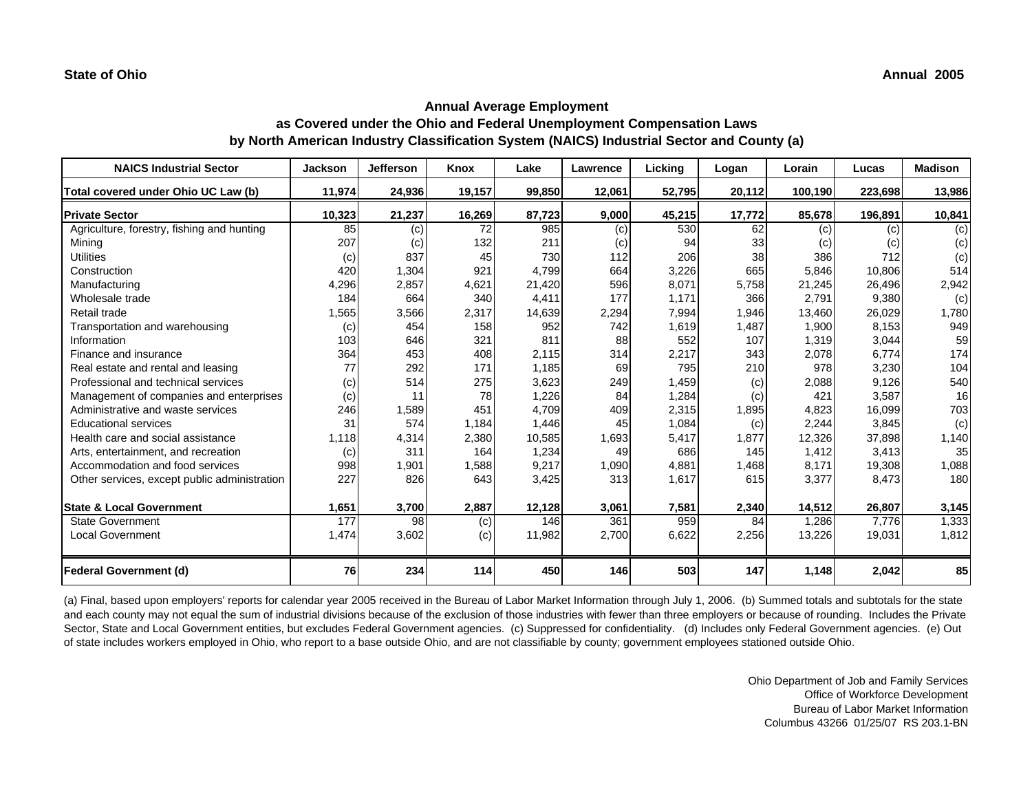State of Ohio

Annual 2005

## Annual Average Employment
## as Covered under the Ohio and Federal Unemployment Compensation Laws
## by North American Industry Classification System (NAICS) Industrial Sector and County (a)

| NAICS Industrial Sector | Jackson | Jefferson | Knox | Lake | Lawrence | Licking | Logan | Lorain | Lucas | Madison |
|---|---|---|---|---|---|---|---|---|---|---|
| **Total covered under Ohio UC Law (b)** | **11,974** | **24,936** | **19,157** | **99,850** | **12,061** | **52,795** | **20,112** | **100,190** | **223,698** | **13,986** |
| **Private Sector** | **10,323** | **21,237** | **16,269** | **87,723** | **9,000** | **45,215** | **17,772** | **85,678** | **196,891** | **10,841** |
| Agriculture, forestry, fishing and hunting | 85 | (c) | 72 | 985 | (c) | 530 | 62 | (c) | (c) | (c) |
| Mining | 207 | (c) | 132 | 211 | (c) | 94 | 33 | (c) | (c) | (c) |
| Utilities | (c) | 837 | 45 | 730 | 112 | 206 | 38 | 386 | 712 | (c) |
| Construction | 420 | 1,304 | 921 | 4,799 | 664 | 3,226 | 665 | 5,846 | 10,806 | 514 |
| Manufacturing | 4,296 | 2,857 | 4,621 | 21,420 | 596 | 8,071 | 5,758 | 21,245 | 26,496 | 2,942 |
| Wholesale trade | 184 | 664 | 340 | 4,411 | 177 | 1,171 | 366 | 2,791 | 9,380 | (c) |
| Retail trade | 1,565 | 3,566 | 2,317 | 14,639 | 2,294 | 7,994 | 1,946 | 13,460 | 26,029 | 1,780 |
| Transportation and warehousing | (c) | 454 | 158 | 952 | 742 | 1,619 | 1,487 | 1,900 | 8,153 | 949 |
| Information | 103 | 646 | 321 | 811 | 88 | 552 | 107 | 1,319 | 3,044 | 59 |
| Finance and insurance | 364 | 453 | 408 | 2,115 | 314 | 2,217 | 343 | 2,078 | 6,774 | 174 |
| Real estate and rental and leasing | 77 | 292 | 171 | 1,185 | 69 | 795 | 210 | 978 | 3,230 | 104 |
| Professional and technical services | (c) | 514 | 275 | 3,623 | 249 | 1,459 | (c) | 2,088 | 9,126 | 540 |
| Management of companies and enterprises | (c) | 11 | 78 | 1,226 | 84 | 1,284 | (c) | 421 | 3,587 | 16 |
| Administrative and waste services | 246 | 1,589 | 451 | 4,709 | 409 | 2,315 | 1,895 | 4,823 | 16,099 | 703 |
| Educational services | 31 | 574 | 1,184 | 1,446 | 45 | 1,084 | (c) | 2,244 | 3,845 | (c) |
| Health care and social assistance | 1,118 | 4,314 | 2,380 | 10,585 | 1,693 | 5,417 | 1,877 | 12,326 | 37,898 | 1,140 |
| Arts, entertainment, and recreation | (c) | 311 | 164 | 1,234 | 49 | 686 | 145 | 1,412 | 3,413 | 35 |
| Accommodation and food services | 998 | 1,901 | 1,588 | 9,217 | 1,090 | 4,881 | 1,468 | 8,171 | 19,308 | 1,088 |
| Other services, except public administration | 227 | 826 | 643 | 3,425 | 313 | 1,617 | 615 | 3,377 | 8,473 | 180 |
| **State & Local Government** | **1,651** | **3,700** | **2,887** | **12,128** | **3,061** | **7,581** | **2,340** | **14,512** | **26,807** | **3,145** |
| State Government | 177 | 98 | (c) | 146 | 361 | 959 | 84 | 1,286 | 7,776 | 1,333 |
| Local Government | 1,474 | 3,602 | (c) | 11,982 | 2,700 | 6,622 | 2,256 | 13,226 | 19,031 | 1,812 |
| **Federal Government (d)** | **76** | **234** | **114** | **450** | **146** | **503** | **147** | **1,148** | **2,042** | **85** |

(a) Final, based upon employers' reports for calendar year 2005 received in the Bureau of Labor Market Information through July 1, 2006. (b) Summed totals and subtotals for the state and each county may not equal the sum of industrial divisions because of the exclusion of those industries with fewer than three employers or because of rounding. Includes the Private Sector, State and Local Government entities, but excludes Federal Government agencies. (c) Suppressed for confidentiality. (d) Includes only Federal Government agencies. (e) Out of state includes workers employed in Ohio, who report to a base outside Ohio, and are not classifiable by county; government employees stationed outside Ohio.

Ohio Department of Job and Family Services
Office of Workforce Development
Bureau of Labor Market Information
Columbus 43266 01/25/07 RS 203.1-BN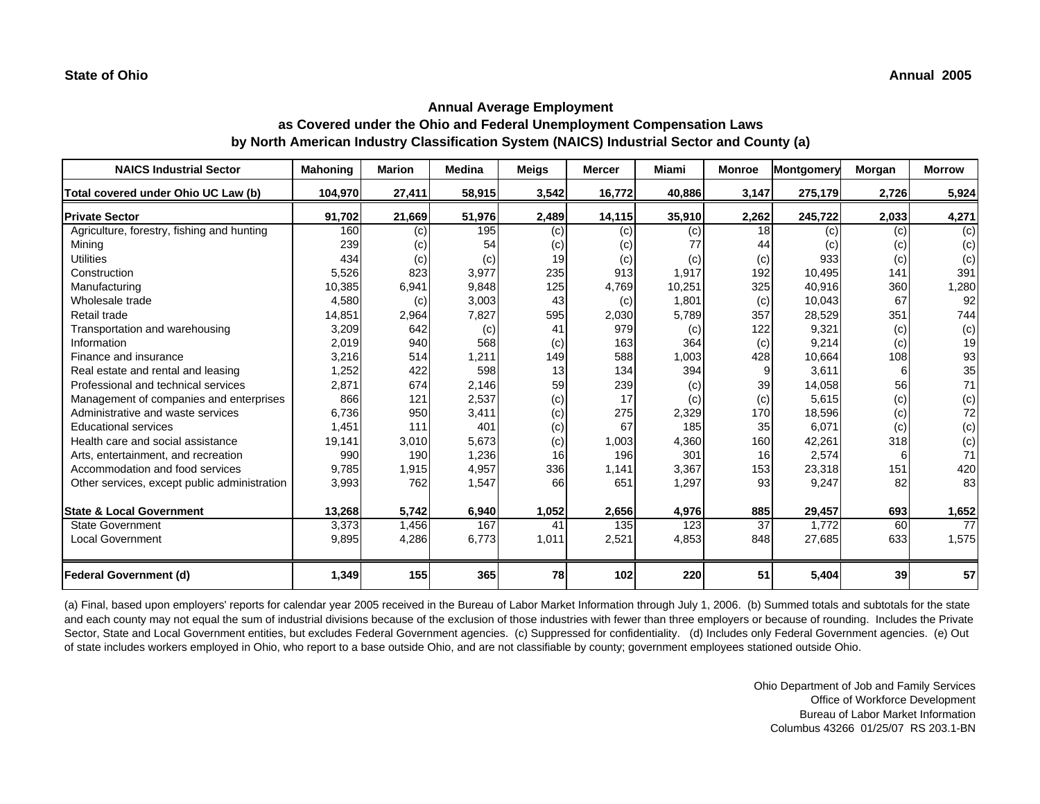**State of Ohio** **Annual 2005**

## Annual Average Employment
## as Covered under the Ohio and Federal Unemployment Compensation Laws
## by North American Industry Classification System (NAICS) Industrial Sector and County (a)

| NAICS Industrial Sector | Mahoning | Marion | Medina | Meigs | Mercer | Miami | Monroe | Montgomery | Morgan | Morrow |
|---|---|---|---|---|---|---|---|---|---|---|
| **Total covered under Ohio UC Law (b)** | **104,970** | **27,411** | **58,915** | **3,542** | **16,772** | **40,886** | **3,147** | **275,179** | **2,726** | **5,924** |
| **Private Sector** | **91,702** | **21,669** | **51,976** | **2,489** | **14,115** | **35,910** | **2,262** | **245,722** | **2,033** | **4,271** |
| Agriculture, forestry, fishing and hunting | 160 | (c) | 195 | (c) | (c) | (c) | 18 | (c) | (c) | (c) |
| Mining | 239 | (c) | 54 | (c) | (c) | 77 | 44 | (c) | (c) | (c) |
| Utilities | 434 | (c) | (c) | 19 | (c) | (c) | (c) | 933 | (c) | (c) |
| Construction | 5,526 | 823 | 3,977 | 235 | 913 | 1,917 | 192 | 10,495 | 141 | 391 |
| Manufacturing | 10,385 | 6,941 | 9,848 | 125 | 4,769 | 10,251 | 325 | 40,916 | 360 | 1,280 |
| Wholesale trade | 4,580 | (c) | 3,003 | 43 | (c) | 1,801 | (c) | 10,043 | 67 | 92 |
| Retail trade | 14,851 | 2,964 | 7,827 | 595 | 2,030 | 5,789 | 357 | 28,529 | 351 | 744 |
| Transportation and warehousing | 3,209 | 642 | (c) | 41 | 979 | (c) | 122 | 9,321 | (c) | (c) |
| Information | 2,019 | 940 | 568 | (c) | 163 | 364 | (c) | 9,214 | (c) | 19 |
| Finance and insurance | 3,216 | 514 | 1,211 | 149 | 588 | 1,003 | 428 | 10,664 | 108 | 93 |
| Real estate and rental and leasing | 1,252 | 422 | 598 | 13 | 134 | 394 | 9 | 3,611 | 6 | 35 |
| Professional and technical services | 2,871 | 674 | 2,146 | 59 | 239 | (c) | 39 | 14,058 | 56 | 71 |
| Management of companies and enterprises | 866 | 121 | 2,537 | (c) | 17 | (c) | (c) | 5,615 | (c) | (c) |
| Administrative and waste services | 6,736 | 950 | 3,411 | (c) | 275 | 2,329 | 170 | 18,596 | (c) | 72 |
| Educational services | 1,451 | 111 | 401 | (c) | 67 | 185 | 35 | 6,071 | (c) | (c) |
| Health care and social assistance | 19,141 | 3,010 | 5,673 | (c) | 1,003 | 4,360 | 160 | 42,261 | 318 | (c) |
| Arts, entertainment, and recreation | 990 | 190 | 1,236 | 16 | 196 | 301 | 16 | 2,574 | 6 | 71 |
| Accommodation and food services | 9,785 | 1,915 | 4,957 | 336 | 1,141 | 3,367 | 153 | 23,318 | 151 | 420 |
| Other services, except public administration | 3,993 | 762 | 1,547 | 66 | 651 | 1,297 | 93 | 9,247 | 82 | 83 |
| **State & Local Government** | **13,268** | **5,742** | **6,940** | **1,052** | **2,656** | **4,976** | **885** | **29,457** | **693** | **1,652** |
| State Government | 3,373 | 1,456 | 167 | 41 | 135 | 123 | 37 | 1,772 | 60 | 77 |
| Local Government | 9,895 | 4,286 | 6,773 | 1,011 | 2,521 | 4,853 | 848 | 27,685 | 633 | 1,575 |
| **Federal Government (d)** | **1,349** | **155** | **365** | **78** | **102** | **220** | **51** | **5,404** | **39** | **57** |

(a) Final, based upon employers' reports for calendar year 2005 received in the Bureau of Labor Market Information through July 1, 2006. (b) Summed totals and subtotals for the state and each county may not equal the sum of industrial divisions because of the exclusion of those industries with fewer than three employers or because of rounding. Includes the Private Sector, State and Local Government entities, but excludes Federal Government agencies. (c) Suppressed for confidentiality. (d) Includes only Federal Government agencies. (e) Out of state includes workers employed in Ohio, who report to a base outside Ohio, and are not classifiable by county; government employees stationed outside Ohio.

Ohio Department of Job and Family Services
Office of Workforce Development
Bureau of Labor Market Information
Columbus 43266 01/25/07 RS 203.1-BN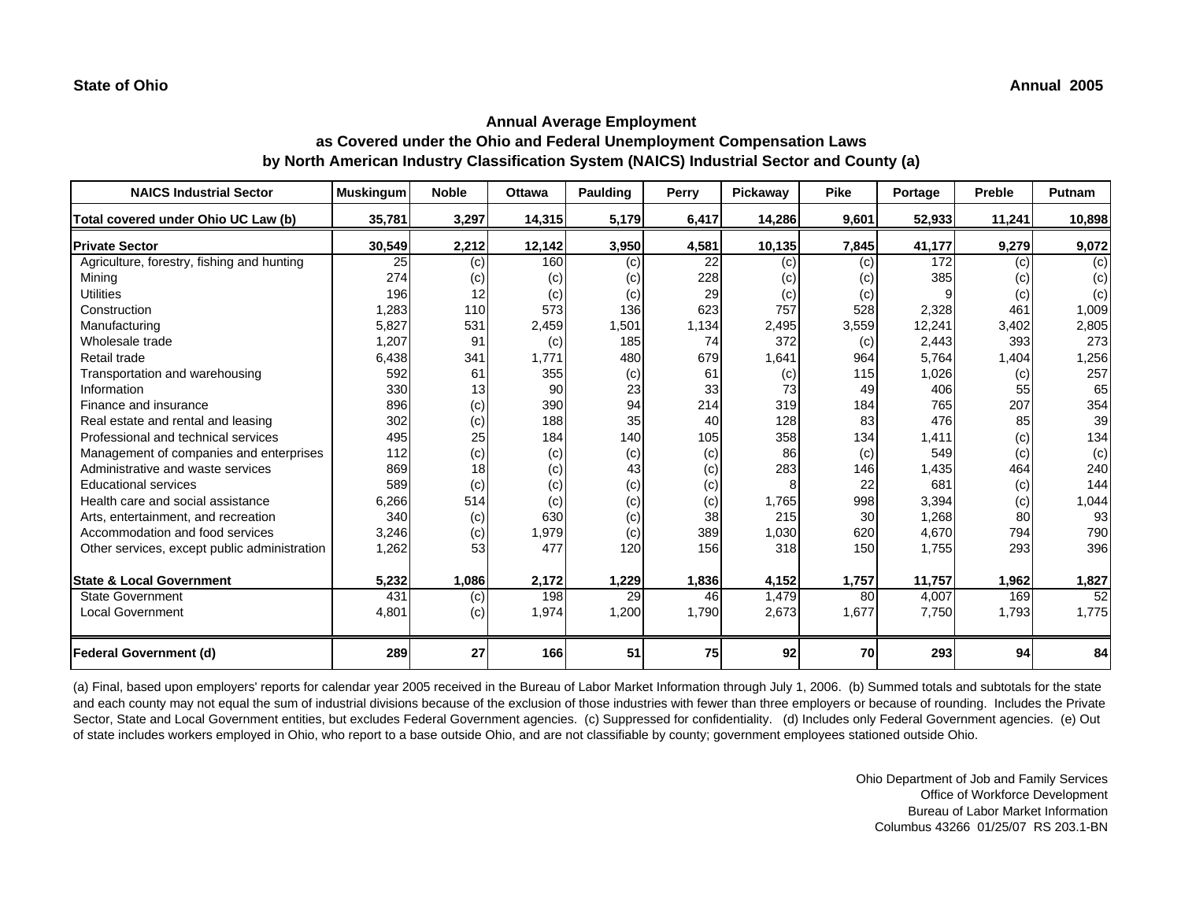**State of Ohio** **Annual 2005**

## Annual Average Employment as Covered under the Ohio and Federal Unemployment Compensation Laws by North American Industry Classification System (NAICS) Industrial Sector and County (a)

| NAICS Industrial Sector | Muskingum | Noble | Ottawa | Paulding | Perry | Pickaway | Pike | Portage | Preble | Putnam |
|---|---|---|---|---|---|---|---|---|---|---|
| **Total covered under Ohio UC Law (b)** | **35,781** | **3,297** | **14,315** | **5,179** | **6,417** | **14,286** | **9,601** | **52,933** | **11,241** | **10,898** |
| **Private Sector** | **30,549** | **2,212** | **12,142** | **3,950** | **4,581** | **10,135** | **7,845** | **41,177** | **9,279** | **9,072** |
| Agriculture, forestry, fishing and hunting | 25 | (c) | 160 | (c) | 22 | (c) | (c) | 172 | (c) | (c) |
| Mining | 274 | (c) | (c) | (c) | 228 | (c) | (c) | 385 | (c) | (c) |
| Utilities | 196 | 12 | (c) | (c) | 29 | (c) | (c) | 9 | (c) | (c) |
| Construction | 1,283 | 110 | 573 | 136 | 623 | 757 | 528 | 2,328 | 461 | 1,009 |
| Manufacturing | 5,827 | 531 | 2,459 | 1,501 | 1,134 | 2,495 | 3,559 | 12,241 | 3,402 | 2,805 |
| Wholesale trade | 1,207 | 91 | (c) | 185 | 74 | 372 | (c) | 2,443 | 393 | 273 |
| Retail trade | 6,438 | 341 | 1,771 | 480 | 679 | 1,641 | 964 | 5,764 | 1,404 | 1,256 |
| Transportation and warehousing | 592 | 61 | 355 | (c) | 61 | (c) | 115 | 1,026 | (c) | 257 |
| Information | 330 | 13 | 90 | 23 | 33 | 73 | 49 | 406 | 55 | 65 |
| Finance and insurance | 896 | (c) | 390 | 94 | 214 | 319 | 184 | 765 | 207 | 354 |
| Real estate and rental and leasing | 302 | (c) | 188 | 35 | 40 | 128 | 83 | 476 | 85 | 39 |
| Professional and technical services | 495 | 25 | 184 | 140 | 105 | 358 | 134 | 1,411 | (c) | 134 |
| Management of companies and enterprises | 112 | (c) | (c) | (c) | (c) | 86 | (c) | 549 | (c) | (c) |
| Administrative and waste services | 869 | 18 | (c) | 43 | (c) | 283 | 146 | 1,435 | 464 | 240 |
| Educational services | 589 | (c) | (c) | (c) | (c) | 8 | 22 | 681 | (c) | 144 |
| Health care and social assistance | 6,266 | 514 | (c) | (c) | (c) | 1,765 | 998 | 3,394 | (c) | 1,044 |
| Arts, entertainment, and recreation | 340 | (c) | 630 | (c) | 38 | 215 | 30 | 1,268 | 80 | 93 |
| Accommodation and food services | 3,246 | (c) | 1,979 | (c) | 389 | 1,030 | 620 | 4,670 | 794 | 790 |
| Other services, except public administration | 1,262 | 53 | 477 | 120 | 156 | 318 | 150 | 1,755 | 293 | 396 |
| **State & Local Government** | **5,232** | **1,086** | **2,172** | **1,229** | **1,836** | **4,152** | **1,757** | **11,757** | **1,962** | **1,827** |
| State Government | 431 | (c) | 198 | 29 | 46 | 1,479 | 80 | 4,007 | 169 | 52 |
| Local Government | 4,801 | (c) | 1,974 | 1,200 | 1,790 | 2,673 | 1,677 | 7,750 | 1,793 | 1,775 |
| **Federal Government (d)** | **289** | **27** | **166** | **51** | **75** | **92** | **70** | **293** | **94** | **84** |

(a) Final, based upon employers' reports for calendar year 2005 received in the Bureau of Labor Market Information through July 1, 2006. (b) Summed totals and subtotals for the state and each county may not equal the sum of industrial divisions because of the exclusion of those industries with fewer than three employers or because of rounding. Includes the Private Sector, State and Local Government entities, but excludes Federal Government agencies. (c) Suppressed for confidentiality. (d) Includes only Federal Government agencies. (e) Out of state includes workers employed in Ohio, who report to a base outside Ohio, and are not classifiable by county; government employees stationed outside Ohio.

Ohio Department of Job and Family Services
Office of Workforce Development
Bureau of Labor Market Information
Columbus 43266 01/25/07 RS 203.1-BN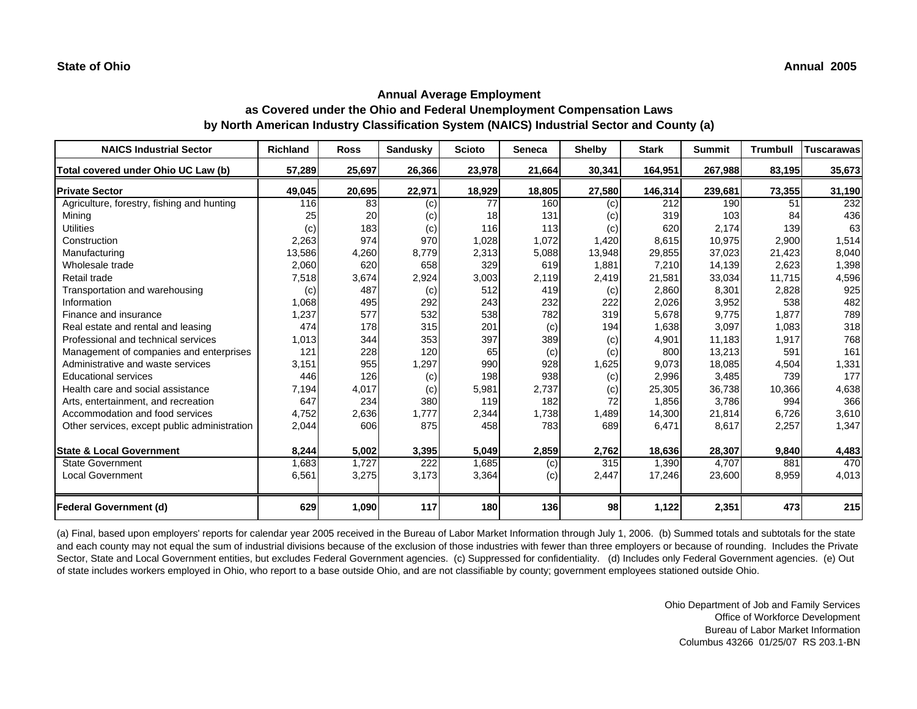**State of Ohio** **Annual 2005**

## Annual Average Employment
## as Covered under the Ohio and Federal Unemployment Compensation Laws
## by North American Industry Classification System (NAICS) Industrial Sector and County (a)

| NAICS Industrial Sector | Richland | Ross | Sandusky | Scioto | Seneca | Shelby | Stark | Summit | Trumbull | Tuscarawas |
|---|---|---|---|---|---|---|---|---|---|---|
| **Total covered under Ohio UC Law (b)** | **57,289** | **25,697** | **26,366** | **23,978** | **21,664** | **30,341** | **164,951** | **267,988** | **83,195** | **35,673** |
| **Private Sector** | **49,045** | **20,695** | **22,971** | **18,929** | **18,805** | **27,580** | **146,314** | **239,681** | **73,355** | **31,190** |
| Agriculture, forestry, fishing and hunting | 116 | 83 | (c) | 77 | 160 | (c) | 212 | 190 | 51 | 232 |
| Mining | 25 | 20 | (c) | 18 | 131 | (c) | 319 | 103 | 84 | 436 |
| Utilities | (c) | 183 | (c) | 116 | 113 | (c) | 620 | 2,174 | 139 | 63 |
| Construction | 2,263 | 974 | 970 | 1,028 | 1,072 | 1,420 | 8,615 | 10,975 | 2,900 | 1,514 |
| Manufacturing | 13,586 | 4,260 | 8,779 | 2,313 | 5,088 | 13,948 | 29,855 | 37,023 | 21,423 | 8,040 |
| Wholesale trade | 2,060 | 620 | 658 | 329 | 619 | 1,881 | 7,210 | 14,139 | 2,623 | 1,398 |
| Retail trade | 7,518 | 3,674 | 2,924 | 3,003 | 2,119 | 2,419 | 21,581 | 33,034 | 11,715 | 4,596 |
| Transportation and warehousing | (c) | 487 | (c) | 512 | 419 | (c) | 2,860 | 8,301 | 2,828 | 925 |
| Information | 1,068 | 495 | 292 | 243 | 232 | 222 | 2,026 | 3,952 | 538 | 482 |
| Finance and insurance | 1,237 | 577 | 532 | 538 | 782 | 319 | 5,678 | 9,775 | 1,877 | 789 |
| Real estate and rental and leasing | 474 | 178 | 315 | 201 | (c) | 194 | 1,638 | 3,097 | 1,083 | 318 |
| Professional and technical services | 1,013 | 344 | 353 | 397 | 389 | (c) | 4,901 | 11,183 | 1,917 | 768 |
| Management of companies and enterprises | 121 | 228 | 120 | 65 | (c) | (c) | 800 | 13,213 | 591 | 161 |
| Administrative and waste services | 3,151 | 955 | 1,297 | 990 | 928 | 1,625 | 9,073 | 18,085 | 4,504 | 1,331 |
| Educational services | 446 | 126 | (c) | 198 | 938 | (c) | 2,996 | 3,485 | 739 | 177 |
| Health care and social assistance | 7,194 | 4,017 | (c) | 5,981 | 2,737 | (c) | 25,305 | 36,738 | 10,366 | 4,638 |
| Arts, entertainment, and recreation | 647 | 234 | 380 | 119 | 182 | 72 | 1,856 | 3,786 | 994 | 366 |
| Accommodation and food services | 4,752 | 2,636 | 1,777 | 2,344 | 1,738 | 1,489 | 14,300 | 21,814 | 6,726 | 3,610 |
| Other services, except public administration | 2,044 | 606 | 875 | 458 | 783 | 689 | 6,471 | 8,617 | 2,257 | 1,347 |
| **State & Local Government** | **8,244** | **5,002** | **3,395** | **5,049** | **2,859** | **2,762** | **18,636** | **28,307** | **9,840** | **4,483** |
| State Government | 1,683 | 1,727 | 222 | 1,685 | (c) | 315 | 1,390 | 4,707 | 881 | 470 |
| Local Government | 6,561 | 3,275 | 3,173 | 3,364 | (c) | 2,447 | 17,246 | 23,600 | 8,959 | 4,013 |
| **Federal Government (d)** | **629** | **1,090** | **117** | **180** | **136** | **98** | **1,122** | **2,351** | **473** | **215** |

(a) Final, based upon employers' reports for calendar year 2005 received in the Bureau of Labor Market Information through July 1, 2006. (b) Summed totals and subtotals for the state and each county may not equal the sum of industrial divisions because of the exclusion of those industries with fewer than three employers or because of rounding. Includes the Private Sector, State and Local Government entities, but excludes Federal Government agencies. (c) Suppressed for confidentiality. (d) Includes only Federal Government agencies. (e) Out of state includes workers employed in Ohio, who report to a base outside Ohio, and are not classifiable by county; government employees stationed outside Ohio.

Ohio Department of Job and Family Services
Office of Workforce Development
Bureau of Labor Market Information
Columbus 43266 01/25/07 RS 203.1-BN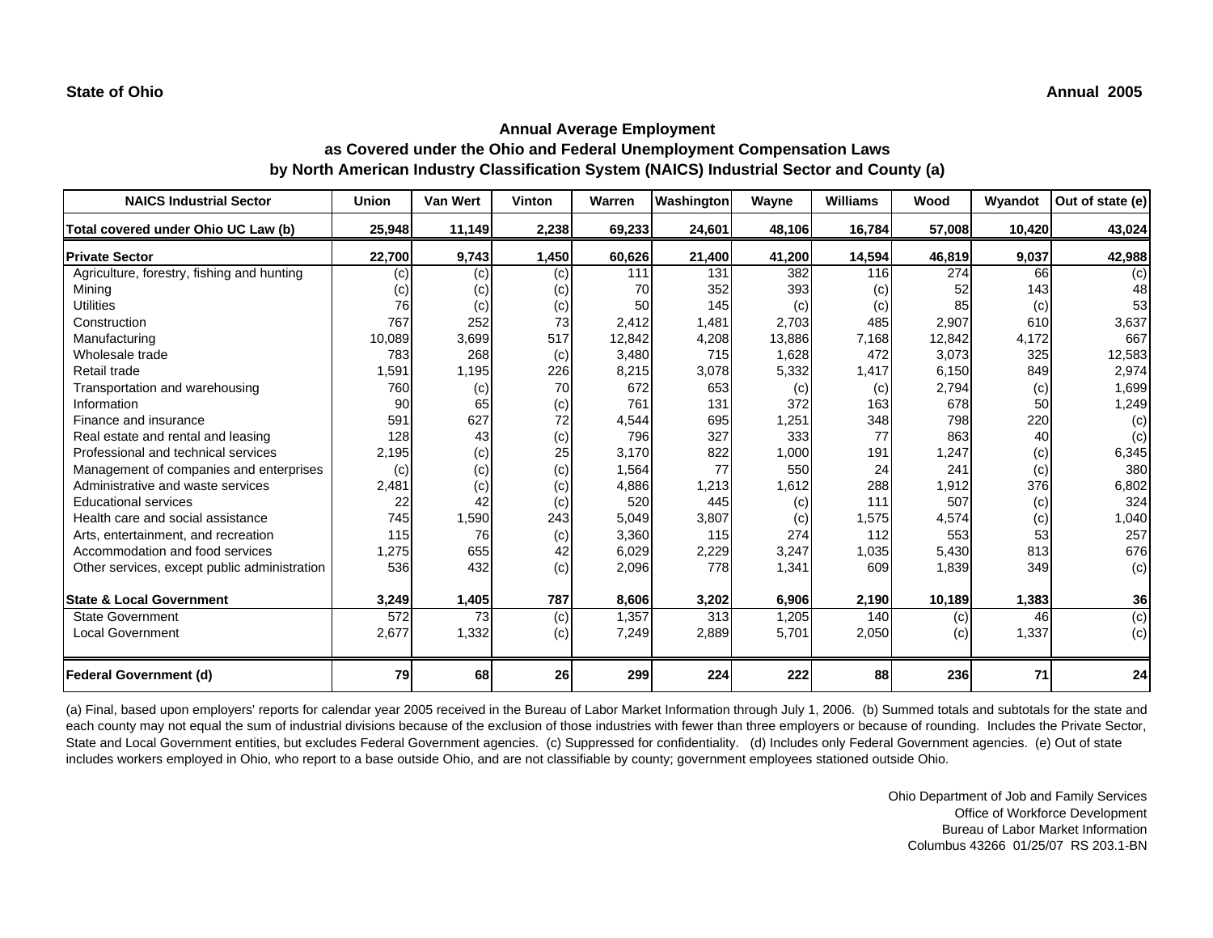**State of Ohio** **Annual 2005**

## Annual Average Employment
## as Covered under the Ohio and Federal Unemployment Compensation Laws
## by North American Industry Classification System (NAICS) Industrial Sector and County (a)

| NAICS Industrial Sector | Union | Van Wert | Vinton | Warren | Washington | Wayne | Williams | Wood | Wyandot | Out of state (e) |
|---|---|---|---|---|---|---|---|---|---|---|
| **Total covered under Ohio UC Law (b)** | **25,948** | **11,149** | **2,238** | **69,233** | **24,601** | **48,106** | **16,784** | **57,008** | **10,420** | **43,024** |
| **Private Sector** | **22,700** | **9,743** | **1,450** | **60,626** | **21,400** | **41,200** | **14,594** | **46,819** | **9,037** | **42,988** |
| Agriculture, forestry, fishing and hunting | (c) | (c) | (c) | 111 | 131 | 382 | 116 | 274 | 66 | (c) |
| Mining | (c) | (c) | (c) | 70 | 352 | 393 | (c) | 52 | 143 | 48 |
| Utilities | 76 | (c) | (c) | 50 | 145 | (c) | (c) | 85 | (c) | 53 |
| Construction | 767 | 252 | 73 | 2,412 | 1,481 | 2,703 | 485 | 2,907 | 610 | 3,637 |
| Manufacturing | 10,089 | 3,699 | 517 | 12,842 | 4,208 | 13,886 | 7,168 | 12,842 | 4,172 | 667 |
| Wholesale trade | 783 | 268 | (c) | 3,480 | 715 | 1,628 | 472 | 3,073 | 325 | 12,583 |
| Retail trade | 1,591 | 1,195 | 226 | 8,215 | 3,078 | 5,332 | 1,417 | 6,150 | 849 | 2,974 |
| Transportation and warehousing | 760 | (c) | 70 | 672 | 653 | (c) | (c) | 2,794 | (c) | 1,699 |
| Information | 90 | 65 | (c) | 761 | 131 | 372 | 163 | 678 | 50 | 1,249 |
| Finance and insurance | 591 | 627 | 72 | 4,544 | 695 | 1,251 | 348 | 798 | 220 | (c) |
| Real estate and rental and leasing | 128 | 43 | (c) | 796 | 327 | 333 | 77 | 863 | 40 | (c) |
| Professional and technical services | 2,195 | (c) | 25 | 3,170 | 822 | 1,000 | 191 | 1,247 | (c) | 6,345 |
| Management of companies and enterprises | (c) | (c) | (c) | 1,564 | 77 | 550 | 24 | 241 | (c) | 380 |
| Administrative and waste services | 2,481 | (c) | (c) | 4,886 | 1,213 | 1,612 | 288 | 1,912 | 376 | 6,802 |
| Educational services | 22 | 42 | (c) | 520 | 445 | (c) | 111 | 507 | (c) | 324 |
| Health care and social assistance | 745 | 1,590 | 243 | 5,049 | 3,807 | (c) | 1,575 | 4,574 | (c) | 1,040 |
| Arts, entertainment, and recreation | 115 | 76 | (c) | 3,360 | 115 | 274 | 112 | 553 | 53 | 257 |
| Accommodation and food services | 1,275 | 655 | 42 | 6,029 | 2,229 | 3,247 | 1,035 | 5,430 | 813 | 676 |
| Other services, except public administration | 536 | 432 | (c) | 2,096 | 778 | 1,341 | 609 | 1,839 | 349 | (c) |
| **State & Local Government** | **3,249** | **1,405** | **787** | **8,606** | **3,202** | **6,906** | **2,190** | **10,189** | **1,383** | **36** |
| State Government | 572 | 73 | (c) | 1,357 | 313 | 1,205 | 140 | (c) | 46 | (c) |
| Local Government | 2,677 | 1,332 | (c) | 7,249 | 2,889 | 5,701 | 2,050 | (c) | 1,337 | (c) |
| **Federal Government (d)** | **79** | **68** | **26** | **299** | **224** | **222** | **88** | **236** | **71** | **24** |

(a) Final, based upon employers' reports for calendar year 2005 received in the Bureau of Labor Market Information through July 1, 2006. (b) Summed totals and subtotals for the state and each county may not equal the sum of industrial divisions because of the exclusion of those industries with fewer than three employers or because of rounding. Includes the Private Sector, State and Local Government entities, but excludes Federal Government agencies. (c) Suppressed for confidentiality. (d) Includes only Federal Government agencies. (e) Out of state includes workers employed in Ohio, who report to a base outside Ohio, and are not classifiable by county; government employees stationed outside Ohio.

Ohio Department of Job and Family Services
Office of Workforce Development
Bureau of Labor Market Information
Columbus 43266 01/25/07 RS 203.1-BN